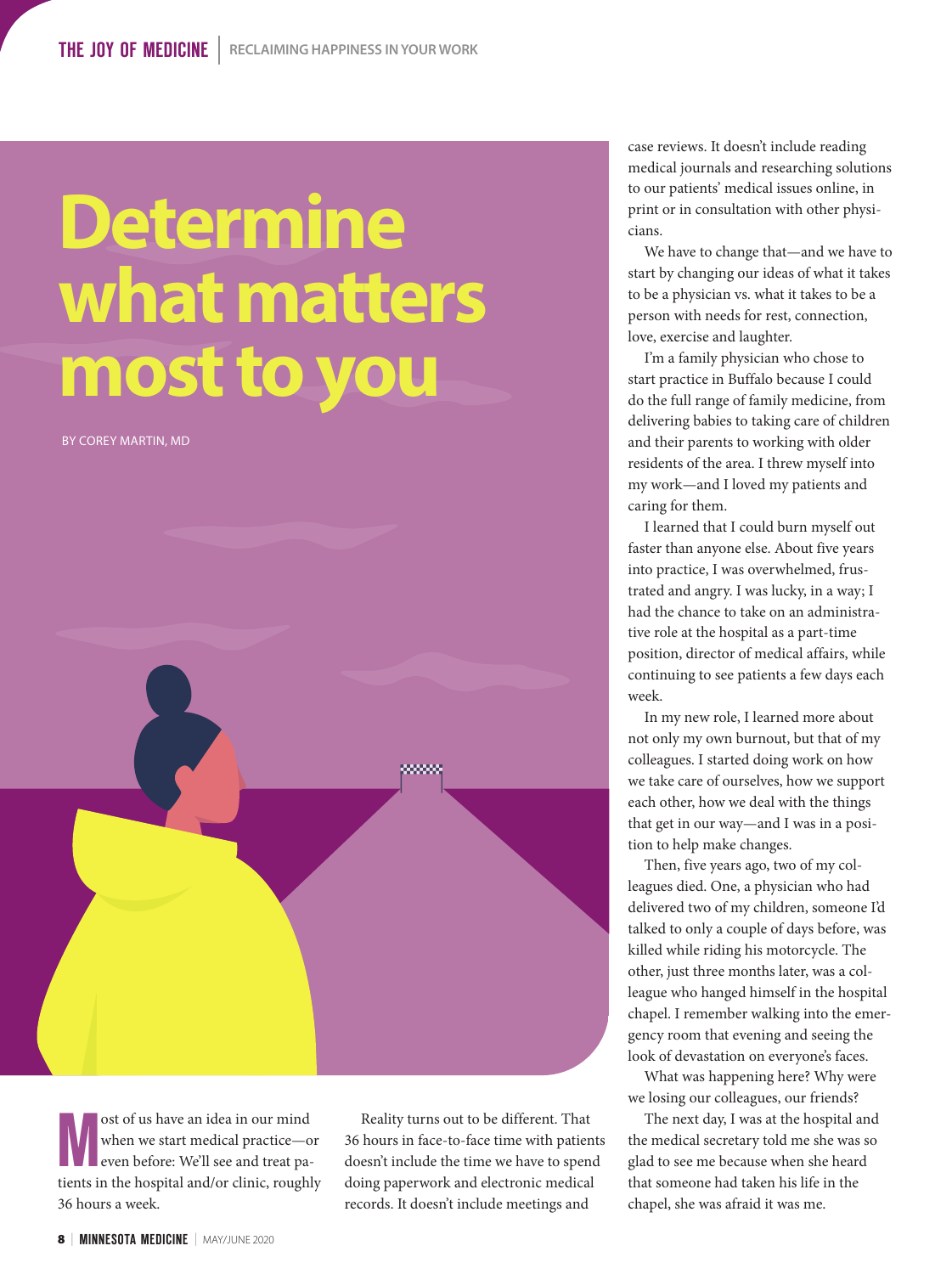# Determine what matters most to you

BY COREY MARTIN, MD

Most of us have an idea in our mind when we start medical practice—or even before: We'll see and treat patients in the hospital and/or clinic, roughly 36 hours a week.

Reality turns out to be different. That 36 hours in face-to-face time with patients doesn't include the time we have to spend doing paperwork and electronic medical records. It doesn't include meetings and case reviews. It doesn't include reading medical journals and researching solutions to our patients' medical issues online, in print or in consultation with other physicians.

We have to change that—and we have to start by changing our ideas of what it takes to be a physician vs. what it takes to be a person with needs for rest, connection, love, exercise and laughter.

I'm a family physician who chose to start practice in Buffalo because I could do the full range of family medicine, from delivering babies to taking care of children and their parents to working with older residents of the area. I threw myself into my work—and I loved my patients and caring for them.

I learned that I could burn myself out faster than anyone else. About five years into practice, I was overwhelmed, frustrated and angry. I was lucky, in a way; I had the chance to take on an administrative role at the hospital as a part-time position, director of medical affairs, while continuing to see patients a few days each week.

In my new role, I learned more about not only my own burnout, but that of my colleagues. I started doing work on how we take care of ourselves, how we support each other, how we deal with the things that get in our way—and I was in a position to help make changes.

Then, five years ago, two of my colleagues died. One, a physician who had delivered two of my children, someone I'd talked to only a couple of days before, was killed while riding his motorcycle. The other, just three months later, was a colleague who hanged himself in the hospital chapel. I remember walking into the emergency room that evening and seeing the look of devastation on everyone's faces.

What was happening here? Why were we losing our colleagues, our friends?

The next day, I was at the hospital and the medical secretary told me she was so glad to see me because when she heard that someone had taken his life in the chapel, she was afraid it was me.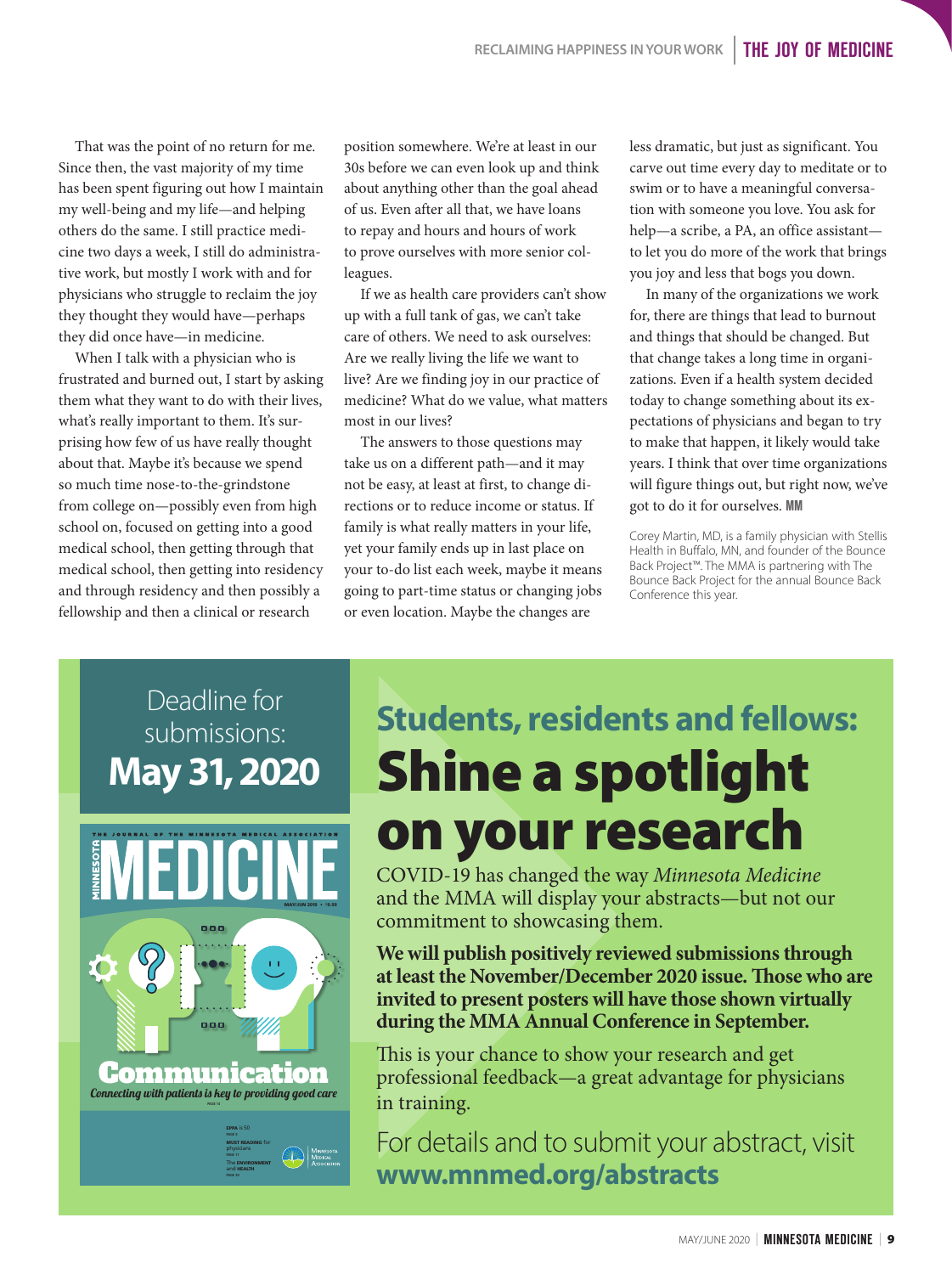That was the point of no return for me. Since then, the vast majority of my time has been spent figuring out how I maintain my well-being and my life—and helping others do the same. I still practice medicine two days a week, I still do administrative work, but mostly I work with and for physicians who struggle to reclaim the joy they thought they would have—perhaps they did once have—in medicine.

When I talk with a physician who is frustrated and burned out, I start by asking them what they want to do with their lives, what's really important to them. It's surprising how few of us have really thought about that. Maybe it's because we spend so much time nose-to-the-grindstone from college on—possibly even from high school on, focused on getting into a good medical school, then getting through that medical school, then getting into residency and through residency and then possibly a fellowship and then a clinical or research position somewhere. We're at least in our 30s before we can even look up and think about anything other than the goal ahead of us. Even after all that, we have loans to repay and hours and hours of work to prove ourselves with more senior colleagues.

If we as health care providers can't show up with a full tank of gas, we can't take care of others. We need to ask ourselves: Are we really living the life we want to live? Are we finding joy in our practice of medicine? What do we value, what matters most in our lives?

The answers to those questions may take us on a different path—and it may not be easy, at least at first, to change directions or to reduce income or status. If family is what really matters in your life, yet your family ends up in last place on your to-do list each week, maybe it means going to part-time status or changing jobs or even location. Maybe the changes are less dramatic, but just as significant. You carve out time every day to meditate or to swim or to have a meaningful conversation with someone you love. You ask for help—a scribe, a PA, an office assistant—to let you do more of the work that brings you joy and less that bogs you down.

In many of the organizations we work for, there are things that lead to burnout and things that should be changed. But that change takes a long time in organizations. Even if a health system decided today to change something about its expectations of physicians and began to try to make that happen, it likely would take years. I think that over time organizations will figure things out, but right now, we've got to do it for ourselves. **MM**

Corey Martin, MD, is a family physician with Stellis Health in Buffalo, MN, and founder of the Bounce Back Project™. The MMA is partnering with The Bounce Back Project for the annual Bounce Back Conference this year.

Deadline for submissions: **May 31, 2020**

## Students, residents and fellows:

# Shine a spotlight on your research

COVID-19 has changed the way *Minnesota Medicine* and the MMA will display your abstracts—but not our commitment to showcasing them.

**We will publish positively reviewed submissions through at least the November/December 2020 issue. Those who are invited to present posters will have those shown virtually during the MMA Annual Conference in September.**

This is your chance to show your research and get professional feedback—a great advantage for physicians in training.

For details and to submit your abstract, visit **www.mnmed.org/abstracts**